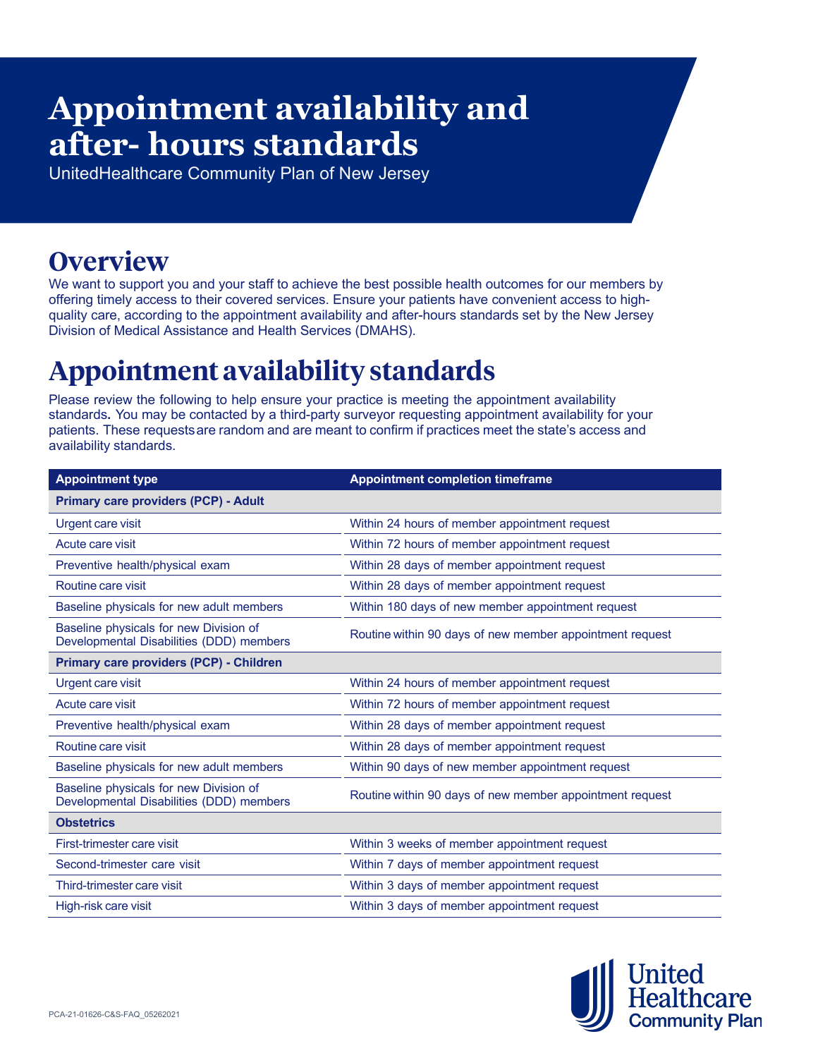# Appointment availability and after- hours standards

UnitedHealthcare Community Plan of New Jersey

## Overview

We want to support you and your staff to achieve the best possible health outcomes for our members by offering timely access to their covered services. Ensure your patients have convenient access to high-quality care, according to the appointment availability and after-hours standards set by the New Jersey Division of Medical Assistance and Health Services (DMAHS).

## Appointment availability standards

Please review the following to help ensure your practice is meeting the appointment availability standards**.** You may be contacted by a third-party surveyor requesting appointment availability for your patients. These requests are random and are meant to confirm if practices meet the state's access and availability standards.

| Appointment type | Appointment completion timeframe |
|---|---|
| **Primary care providers (PCP) - Adult** | |
| Urgent care visit | Within 24 hours of member appointment request |
| Acute care visit | Within 72 hours of member appointment request |
| Preventive health/physical exam | Within 28 days of member appointment request |
| Routine care visit | Within 28 days of member appointment request |
| Baseline physicals for new adult members | Within 180 days of new member appointment request |
| Baseline physicals for new Division of Developmental Disabilities (DDD) members | Routine within 90 days of new member appointment request |
| **Primary care providers (PCP) - Children** | |
| Urgent care visit | Within 24 hours of member appointment request |
| Acute care visit | Within 72 hours of member appointment request |
| Preventive health/physical exam | Within 28 days of member appointment request |
| Routine care visit | Within 28 days of member appointment request |
| Baseline physicals for new adult members | Within 90 days of new member appointment request |
| Baseline physicals for new Division of Developmental Disabilities (DDD) members | Routine within 90 days of new member appointment request |
| **Obstetrics** | |
| First-trimester care visit | Within 3 weeks of member appointment request |
| Second-trimester care visit | Within 7 days of member appointment request |
| Third-trimester care visit | Within 3 days of member appointment request |
| High-risk care visit | Within 3 days of member appointment request |

PCA-21-01626-C&S-FAQ_05262021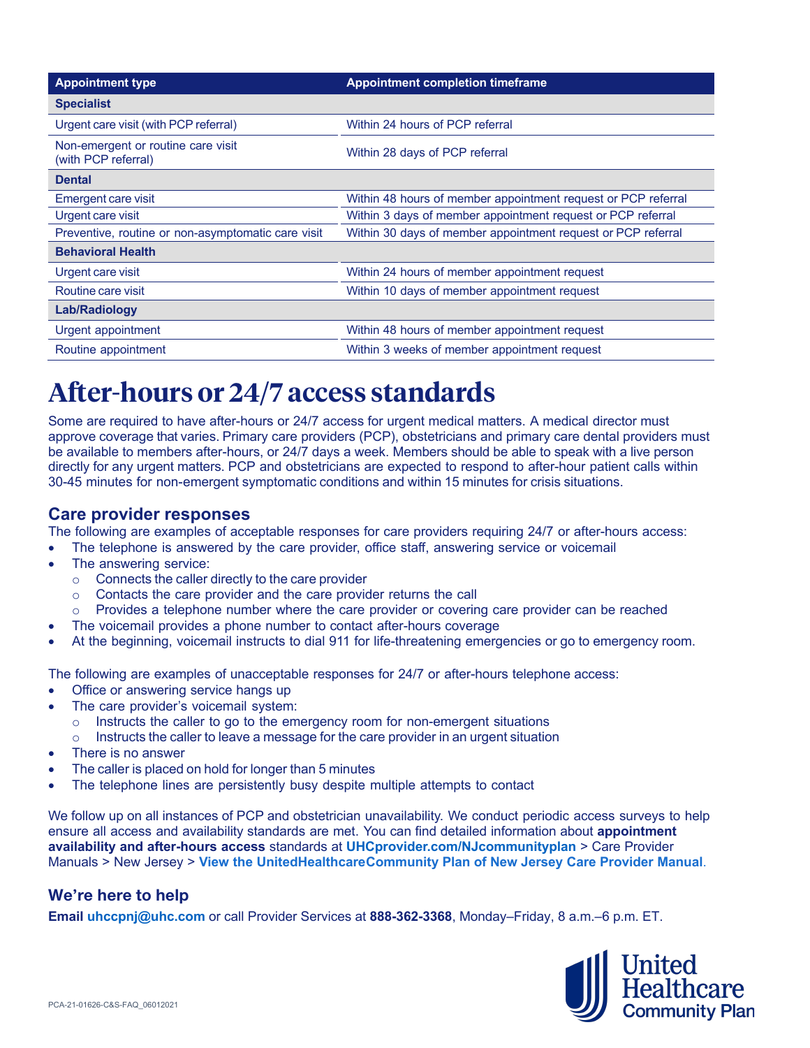| Appointment type | Appointment completion timeframe |
| --- | --- |
| **Specialist** | |
| Urgent care visit (with PCP referral) | Within 24 hours of PCP referral |
| Non-emergent or routine care visit (with PCP referral) | Within 28 days of PCP referral |
| **Dental** | |
| Emergent care visit | Within 48 hours of member appointment request or PCP referral |
| Urgent care visit | Within 3 days of member appointment request or PCP referral |
| Preventive, routine or non-asymptomatic care visit | Within 30 days of member appointment request or PCP referral |
| **Behavioral Health** | |
| Urgent care visit | Within 24 hours of member appointment request |
| Routine care visit | Within 10 days of member appointment request |
| **Lab/Radiology** | |
| Urgent appointment | Within 48 hours of member appointment request |
| Routine appointment | Within 3 weeks of member appointment request |

# After-hours or 24/7 access standards

Some are required to have after-hours or 24/7 access for urgent medical matters. A medical director must approve coverage that varies. Primary care providers (PCP), obstetricians and primary care dental providers must be available to members after-hours, or 24/7 days a week. Members should be able to speak with a live person directly for any urgent matters. PCP and obstetricians are expected to respond to after-hour patient calls within 30-45 minutes for non-emergent symptomatic conditions and within 15 minutes for crisis situations.

## Care provider responses

The following are examples of acceptable responses for care providers requiring 24/7 or after-hours access:

- The telephone is answered by the care provider, office staff, answering service or voicemail
- The answering service:
  - Connects the caller directly to the care provider
  - Contacts the care provider and the care provider returns the call
  - Provides a telephone number where the care provider or covering care provider can be reached
- The voicemail provides a phone number to contact after-hours coverage
- At the beginning, voicemail instructs to dial 911 for life-threatening emergencies or go to emergency room.

The following are examples of unacceptable responses for 24/7 or after-hours telephone access:

- Office or answering service hangs up
- The care provider's voicemail system:
  - Instructs the caller to go to the emergency room for non-emergent situations
  - Instructs the caller to leave a message for the care provider in an urgent situation
- There is no answer
- The caller is placed on hold for longer than 5 minutes
- The telephone lines are persistently busy despite multiple attempts to contact

We follow up on all instances of PCP and obstetrician unavailability. We conduct periodic access surveys to help ensure all access and availability standards are met. You can find detailed information about **appointment availability and after-hours access** standards at **UHCprovider.com/NJcommunityplan** > Care Provider Manuals > New Jersey > **View the UnitedHealthcareCommunity Plan of New Jersey Care Provider Manual**.

## We're here to help

**Email uhccpnj@uhc.com** or call Provider Services at **888-362-3368**, Monday–Friday, 8 a.m.–6 p.m. ET.

PCA-21-01626-C&S-FAQ_06012021

United Healthcare Community Plan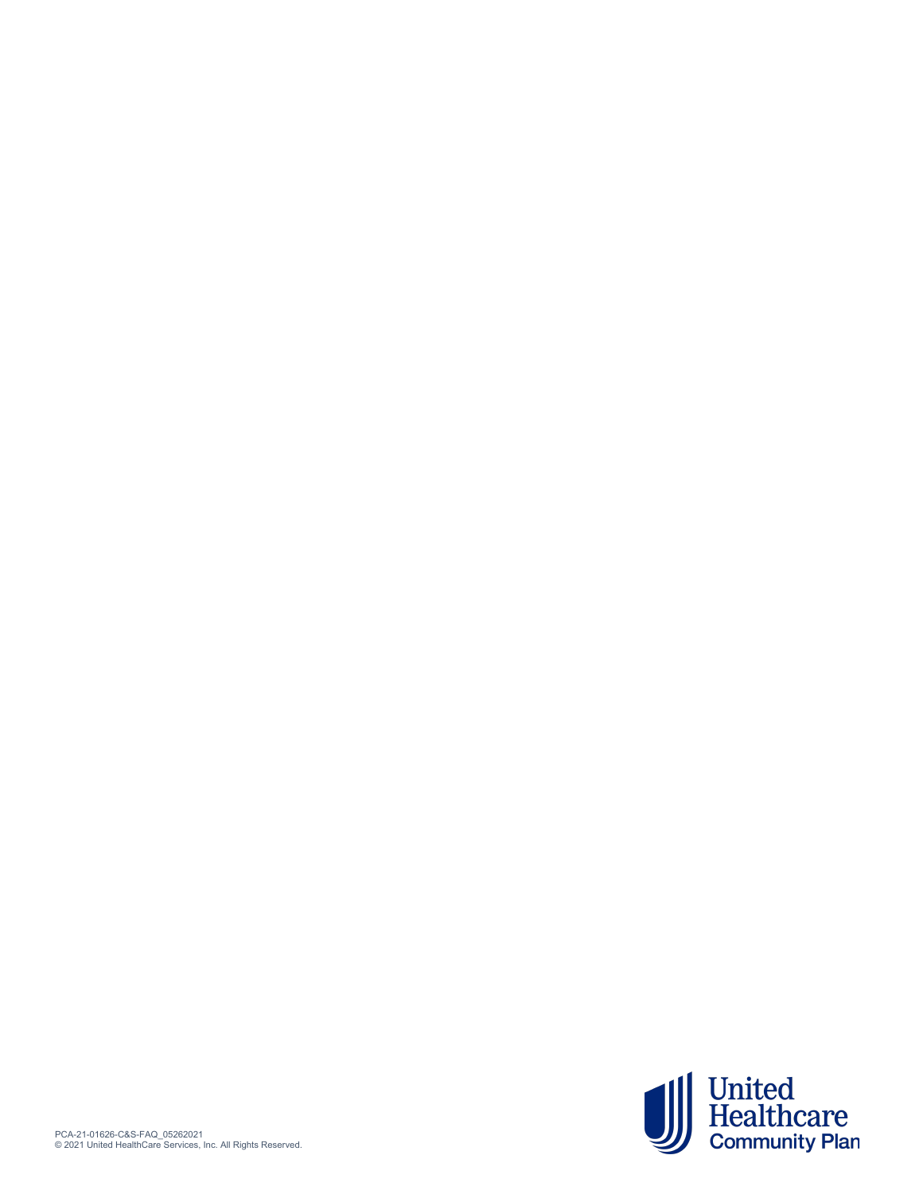PCA-21-01626-C&S-FAQ_05262021
© 2021 United HealthCare Services, Inc. All Rights Reserved.

United Healthcare Community Plan